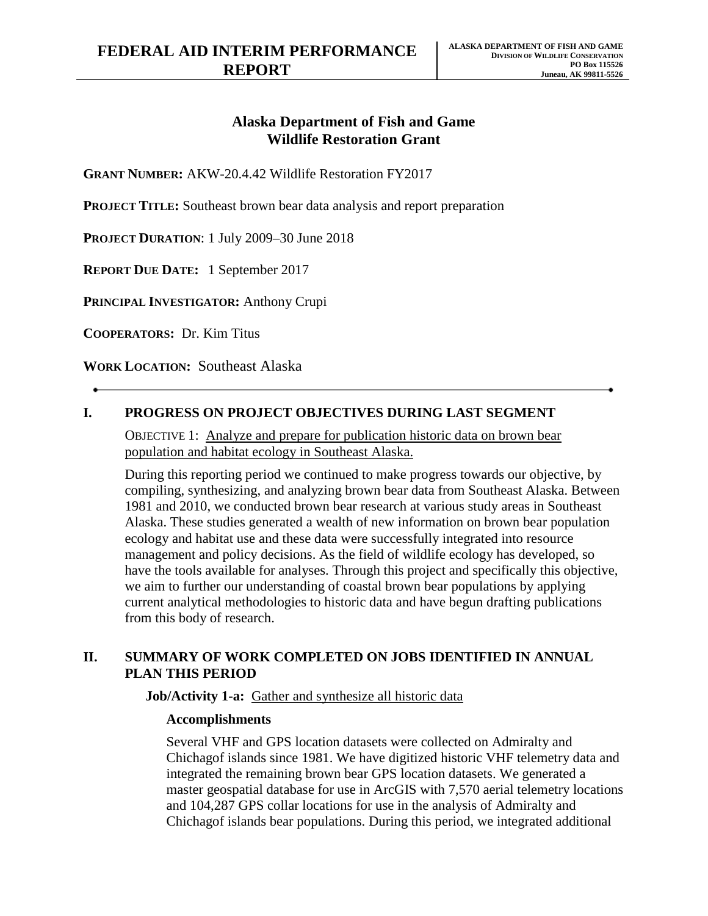# FEDERAL AID INTERIM PERFORMANCE REPORT

**ALASKA DEPARTMENT OF FISH AND GAME**
**DIVISION OF WILDLIFE CONSERVATION**
**PO Box 115526**
**Juneau, AK 99811-5526**

## Alaska Department of Fish and Game
## Wildlife Restoration Grant

**GRANT NUMBER:** AKW-20.4.42 Wildlife Restoration FY2017

**PROJECT TITLE:** Southeast brown bear data analysis and report preparation

**PROJECT DURATION**: 1 July 2009–30 June 2018

**REPORT DUE DATE:** 1 September 2017

**PRINCIPAL INVESTIGATOR:** Anthony Crupi

**COOPERATORS:** Dr. Kim Titus

**WORK LOCATION:** Southeast Alaska

---

## I. PROGRESS ON PROJECT OBJECTIVES DURING LAST SEGMENT

OBJECTIVE 1: Analyze and prepare for publication historic data on brown bear population and habitat ecology in Southeast Alaska.

During this reporting period we continued to make progress towards our objective, by compiling, synthesizing, and analyzing brown bear data from Southeast Alaska. Between 1981 and 2010, we conducted brown bear research at various study areas in Southeast Alaska. These studies generated a wealth of new information on brown bear population ecology and habitat use and these data were successfully integrated into resource management and policy decisions. As the field of wildlife ecology has developed, so have the tools available for analyses. Through this project and specifically this objective, we aim to further our understanding of coastal brown bear populations by applying current analytical methodologies to historic data and have begun drafting publications from this body of research.

## II. SUMMARY OF WORK COMPLETED ON JOBS IDENTIFIED IN ANNUAL PLAN THIS PERIOD

**Job/Activity 1-a:** Gather and synthesize all historic data

**Accomplishments**

Several VHF and GPS location datasets were collected on Admiralty and Chichagof islands since 1981. We have digitized historic VHF telemetry data and integrated the remaining brown bear GPS location datasets. We generated a master geospatial database for use in ArcGIS with 7,570 aerial telemetry locations and 104,287 GPS collar locations for use in the analysis of Admiralty and Chichagof islands bear populations. During this period, we integrated additional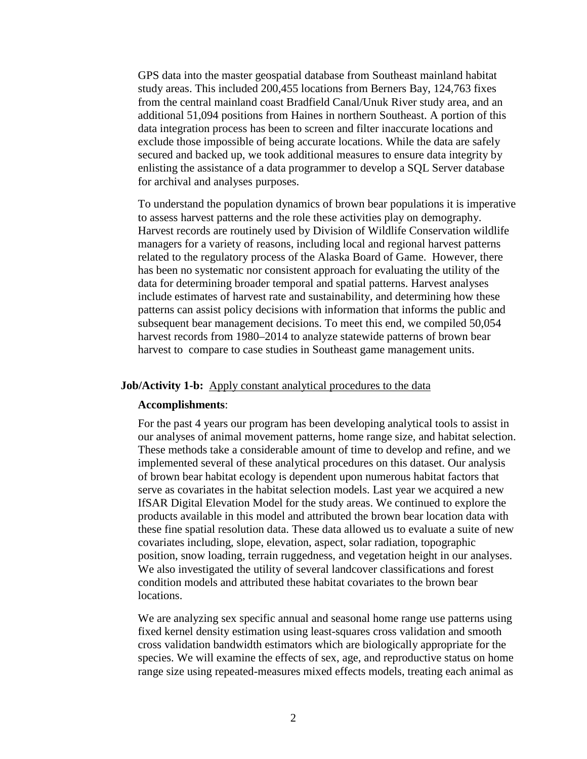GPS data into the master geospatial database from Southeast mainland habitat study areas. This included 200,455 locations from Berners Bay, 124,763 fixes from the central mainland coast Bradfield Canal/Unuk River study area, and an additional 51,094 positions from Haines in northern Southeast. A portion of this data integration process has been to screen and filter inaccurate locations and exclude those impossible of being accurate locations. While the data are safely secured and backed up, we took additional measures to ensure data integrity by enlisting the assistance of a data programmer to develop a SQL Server database for archival and analyses purposes.

To understand the population dynamics of brown bear populations it is imperative to assess harvest patterns and the role these activities play on demography. Harvest records are routinely used by Division of Wildlife Conservation wildlife managers for a variety of reasons, including local and regional harvest patterns related to the regulatory process of the Alaska Board of Game. However, there has been no systematic nor consistent approach for evaluating the utility of the data for determining broader temporal and spatial patterns. Harvest analyses include estimates of harvest rate and sustainability, and determining how these patterns can assist policy decisions with information that informs the public and subsequent bear management decisions. To meet this end, we compiled 50,054 harvest records from 1980–2014 to analyze statewide patterns of brown bear harvest to compare to case studies in Southeast game management units.

**Job/Activity 1-b:** Apply constant analytical procedures to the data

**Accomplishments**:

For the past 4 years our program has been developing analytical tools to assist in our analyses of animal movement patterns, home range size, and habitat selection. These methods take a considerable amount of time to develop and refine, and we implemented several of these analytical procedures on this dataset. Our analysis of brown bear habitat ecology is dependent upon numerous habitat factors that serve as covariates in the habitat selection models. Last year we acquired a new IfSAR Digital Elevation Model for the study areas. We continued to explore the products available in this model and attributed the brown bear location data with these fine spatial resolution data. These data allowed us to evaluate a suite of new covariates including, slope, elevation, aspect, solar radiation, topographic position, snow loading, terrain ruggedness, and vegetation height in our analyses. We also investigated the utility of several landcover classifications and forest condition models and attributed these habitat covariates to the brown bear locations.

We are analyzing sex specific annual and seasonal home range use patterns using fixed kernel density estimation using least-squares cross validation and smooth cross validation bandwidth estimators which are biologically appropriate for the species. We will examine the effects of sex, age, and reproductive status on home range size using repeated-measures mixed effects models, treating each animal as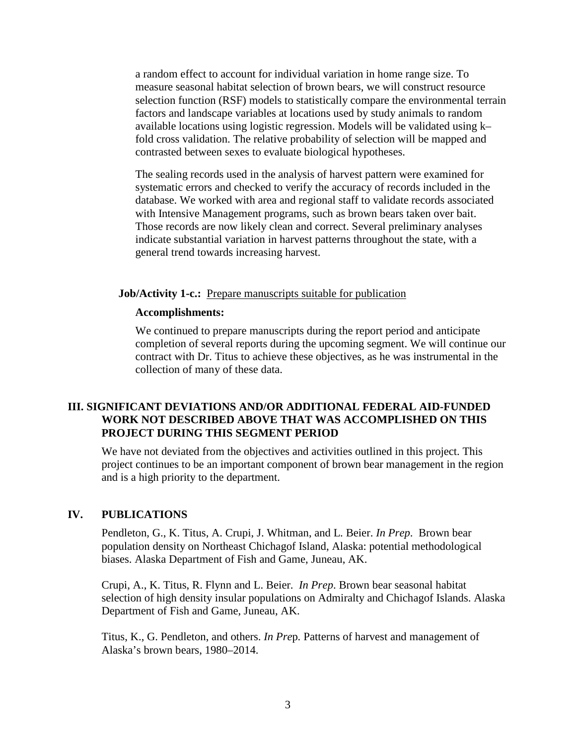a random effect to account for individual variation in home range size. To measure seasonal habitat selection of brown bears, we will construct resource selection function (RSF) models to statistically compare the environmental terrain factors and landscape variables at locations used by study animals to random available locations using logistic regression. Models will be validated using k–fold cross validation. The relative probability of selection will be mapped and contrasted between sexes to evaluate biological hypotheses.

The sealing records used in the analysis of harvest pattern were examined for systematic errors and checked to verify the accuracy of records included in the database. We worked with area and regional staff to validate records associated with Intensive Management programs, such as brown bears taken over bait. Those records are now likely clean and correct. Several preliminary analyses indicate substantial variation in harvest patterns throughout the state, with a general trend towards increasing harvest.

**Job/Activity 1-c.:** Prepare manuscripts suitable for publication

**Accomplishments:**

We continued to prepare manuscripts during the report period and anticipate completion of several reports during the upcoming segment. We will continue our contract with Dr. Titus to achieve these objectives, as he was instrumental in the collection of many of these data.

## III. SIGNIFICANT DEVIATIONS AND/OR ADDITIONAL FEDERAL AID-FUNDED WORK NOT DESCRIBED ABOVE THAT WAS ACCOMPLISHED ON THIS PROJECT DURING THIS SEGMENT PERIOD

We have not deviated from the objectives and activities outlined in this project. This project continues to be an important component of brown bear management in the region and is a high priority to the department.

## IV. PUBLICATIONS

Pendleton, G., K. Titus, A. Crupi, J. Whitman, and L. Beier. *In Prep*. Brown bear population density on Northeast Chichagof Island, Alaska: potential methodological biases. Alaska Department of Fish and Game, Juneau, AK.

Crupi, A., K. Titus, R. Flynn and L. Beier. *In Prep*. Brown bear seasonal habitat selection of high density insular populations on Admiralty and Chichagof Islands. Alaska Department of Fish and Game, Juneau, AK.

Titus, K., G. Pendleton, and others. *In Prep.* Patterns of harvest and management of Alaska's brown bears, 1980–2014.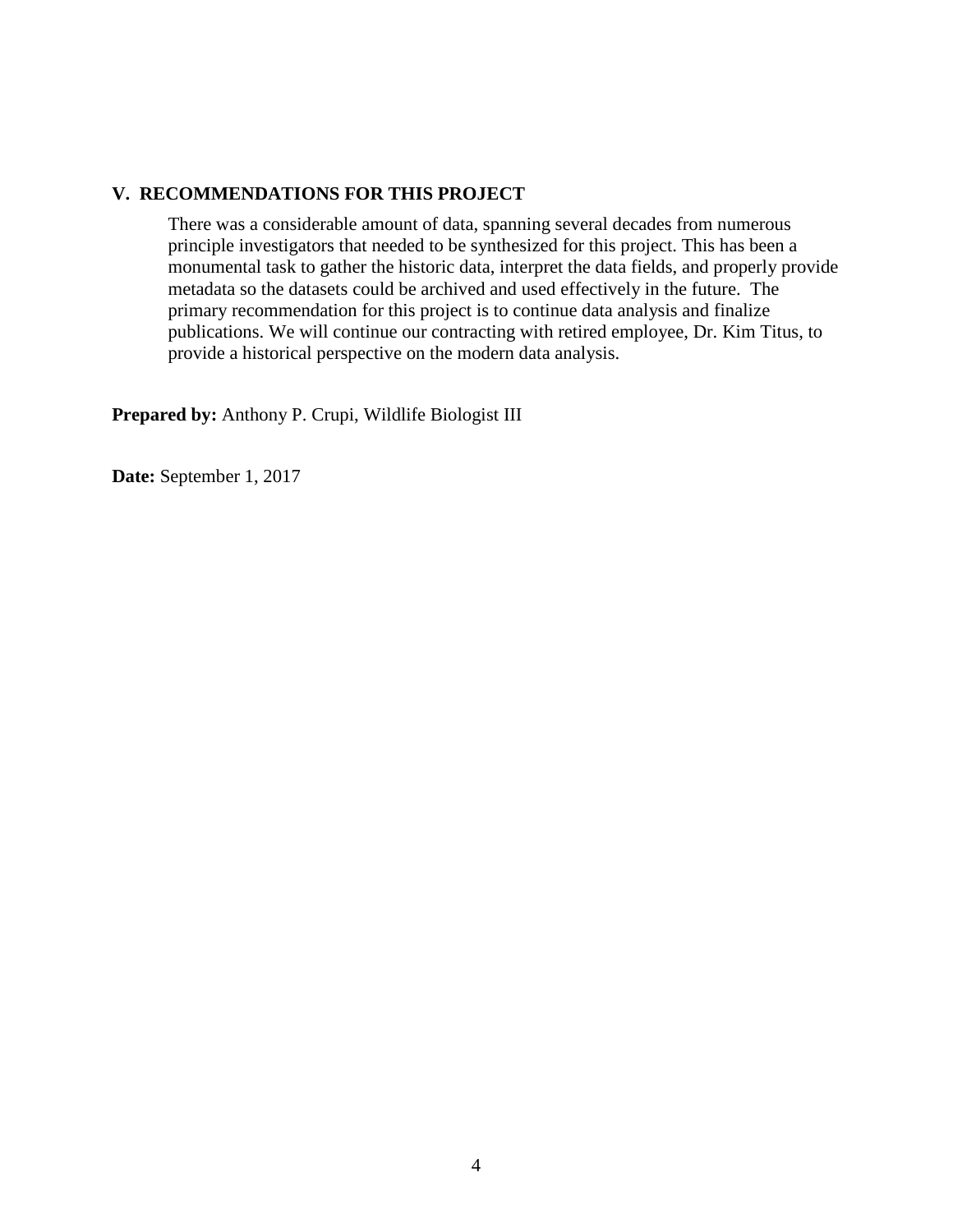## V. RECOMMENDATIONS FOR THIS PROJECT

There was a considerable amount of data, spanning several decades from numerous principle investigators that needed to be synthesized for this project. This has been a monumental task to gather the historic data, interpret the data fields, and properly provide metadata so the datasets could be archived and used effectively in the future. The primary recommendation for this project is to continue data analysis and finalize publications. We will continue our contracting with retired employee, Dr. Kim Titus, to provide a historical perspective on the modern data analysis.

**Prepared by:** Anthony P. Crupi, Wildlife Biologist III

**Date:** September 1, 2017